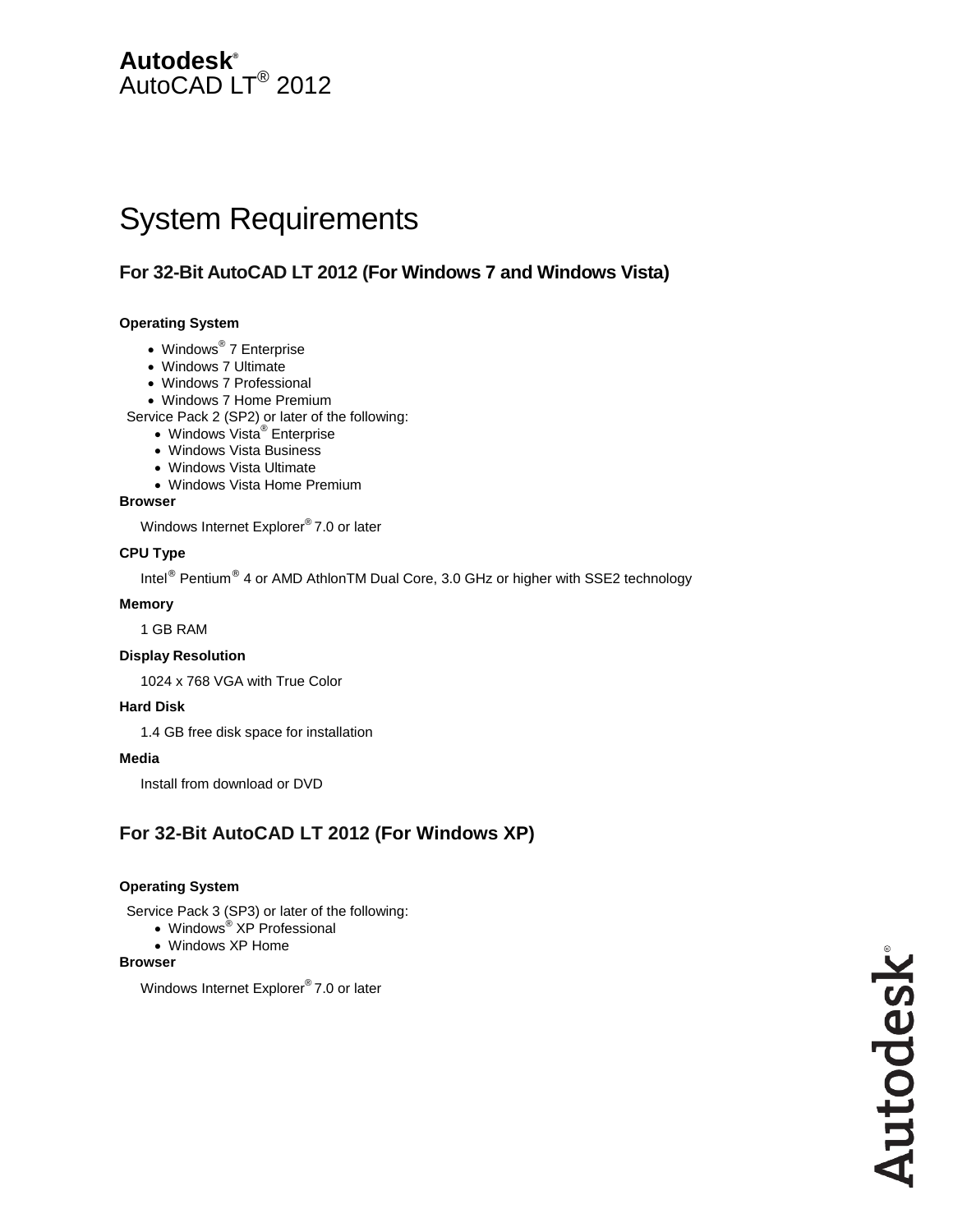**Autodesk®**
AutoCAD LT® 2012

# System Requirements

## For 32-Bit AutoCAD LT 2012 (For Windows 7 and Windows Vista)

**Operating System**

- Windows® 7 Enterprise
- Windows 7 Ultimate
- Windows 7 Professional
- Windows 7 Home Premium

Service Pack 2 (SP2) or later of the following:

- Windows Vista® Enterprise
- Windows Vista Business
- Windows Vista Ultimate
- Windows Vista Home Premium

**Browser**

Windows Internet Explorer® 7.0 or later

**CPU Type**

Intel® Pentium® 4 or AMD AthlonTM Dual Core, 3.0 GHz or higher with SSE2 technology

**Memory**

1 GB RAM

**Display Resolution**

1024 x 768 VGA with True Color

**Hard Disk**

1.4 GB free disk space for installation

**Media**

Install from download or DVD

## For 32-Bit AutoCAD LT 2012 (For Windows XP)

**Operating System**

Service Pack 3 (SP3) or later of the following:

- Windows® XP Professional
- Windows XP Home

**Browser**

Windows Internet Explorer® 7.0 or later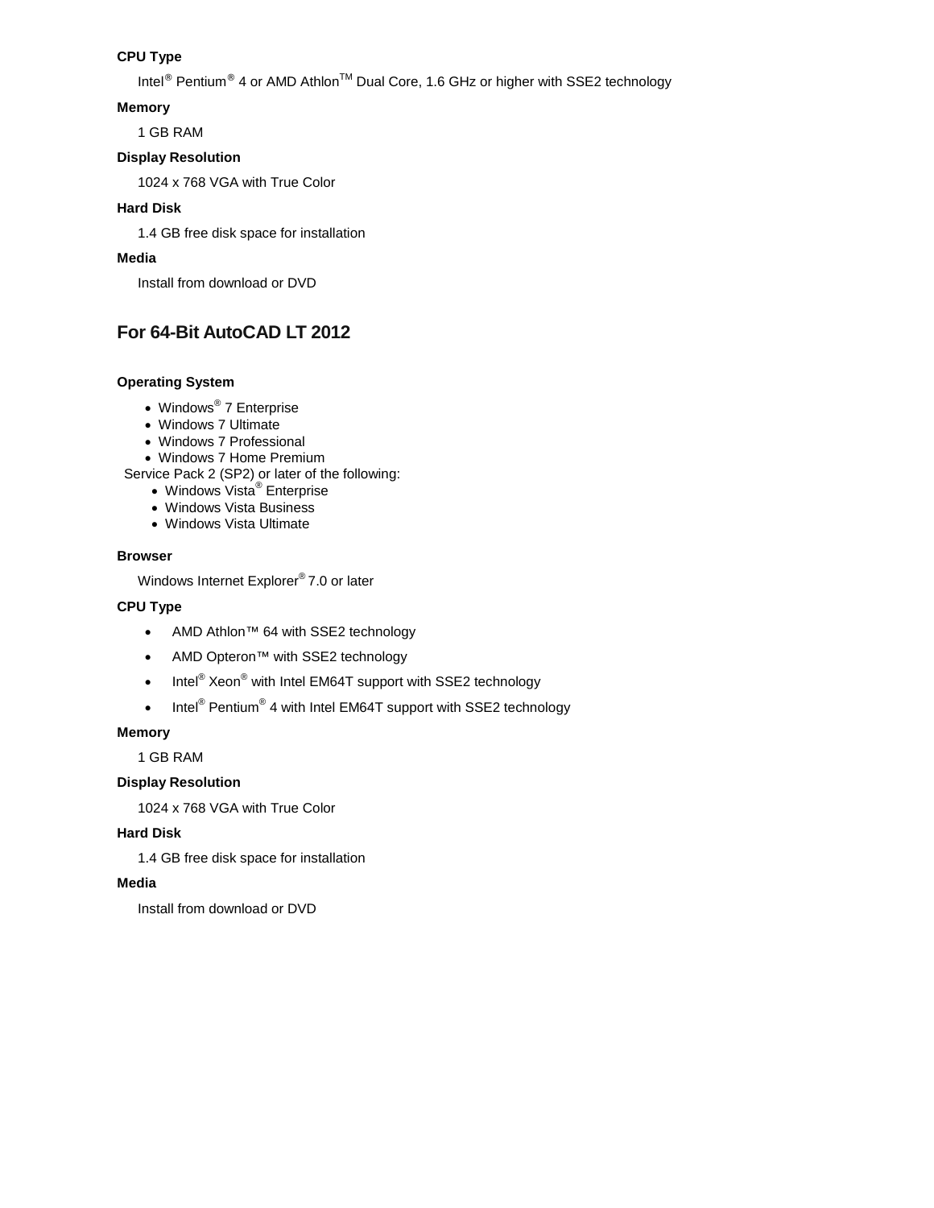**CPU Type**

Intel® Pentium® 4 or AMD Athlon™ Dual Core, 1.6 GHz or higher with SSE2 technology

**Memory**

1 GB RAM

**Display Resolution**

1024 x 768 VGA with True Color

**Hard Disk**

1.4 GB free disk space for installation

**Media**

Install from download or DVD

## For 64-Bit AutoCAD LT 2012

**Operating System**

- Windows® 7 Enterprise
- Windows 7 Ultimate
- Windows 7 Professional
- Windows 7 Home Premium

Service Pack 2 (SP2) or later of the following:

- Windows Vista® Enterprise
- Windows Vista Business
- Windows Vista Ultimate

**Browser**

Windows Internet Explorer® 7.0 or later

**CPU Type**

- AMD Athlon™ 64 with SSE2 technology
- AMD Opteron™ with SSE2 technology
- Intel® Xeon® with Intel EM64T support with SSE2 technology
- Intel® Pentium® 4 with Intel EM64T support with SSE2 technology

**Memory**

1 GB RAM

**Display Resolution**

1024 x 768 VGA with True Color

**Hard Disk**

1.4 GB free disk space for installation

**Media**

Install from download or DVD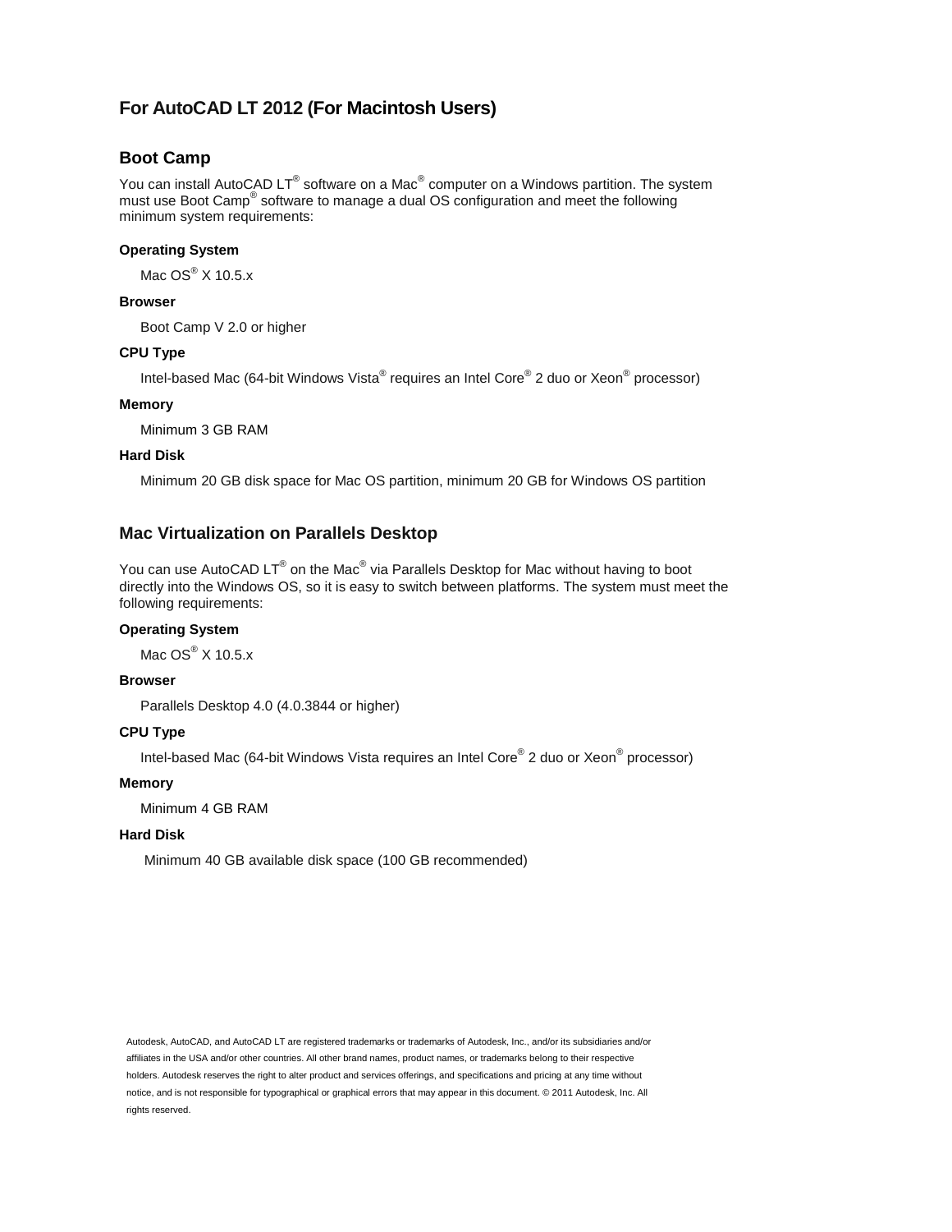## For AutoCAD LT 2012 (For Macintosh Users)

### Boot Camp

You can install AutoCAD LT® software on a Mac® computer on a Windows partition. The system must use Boot Camp® software to manage a dual OS configuration and meet the following minimum system requirements:

**Operating System**

Mac OS® X 10.5.x

**Browser**

Boot Camp V 2.0 or higher

**CPU Type**

Intel-based Mac (64-bit Windows Vista® requires an Intel Core® 2 duo or Xeon® processor)

**Memory**

Minimum 3 GB RAM

**Hard Disk**

Minimum 20 GB disk space for Mac OS partition, minimum 20 GB for Windows OS partition

### Mac Virtualization on Parallels Desktop

You can use AutoCAD LT® on the Mac® via Parallels Desktop for Mac without having to boot directly into the Windows OS, so it is easy to switch between platforms. The system must meet the following requirements:

**Operating System**

Mac OS® X 10.5.x

**Browser**

Parallels Desktop 4.0 (4.0.3844 or higher)

**CPU Type**

Intel-based Mac (64-bit Windows Vista requires an Intel Core® 2 duo or Xeon® processor)

**Memory**

Minimum 4 GB RAM

**Hard Disk**

Minimum 40 GB available disk space (100 GB recommended)

Autodesk, AutoCAD, and AutoCAD LT are registered trademarks or trademarks of Autodesk, Inc., and/or its subsidiaries and/or affiliates in the USA and/or other countries. All other brand names, product names, or trademarks belong to their respective holders. Autodesk reserves the right to alter product and services offerings, and specifications and pricing at any time without notice, and is not responsible for typographical or graphical errors that may appear in this document. © 2011 Autodesk, Inc. All rights reserved.